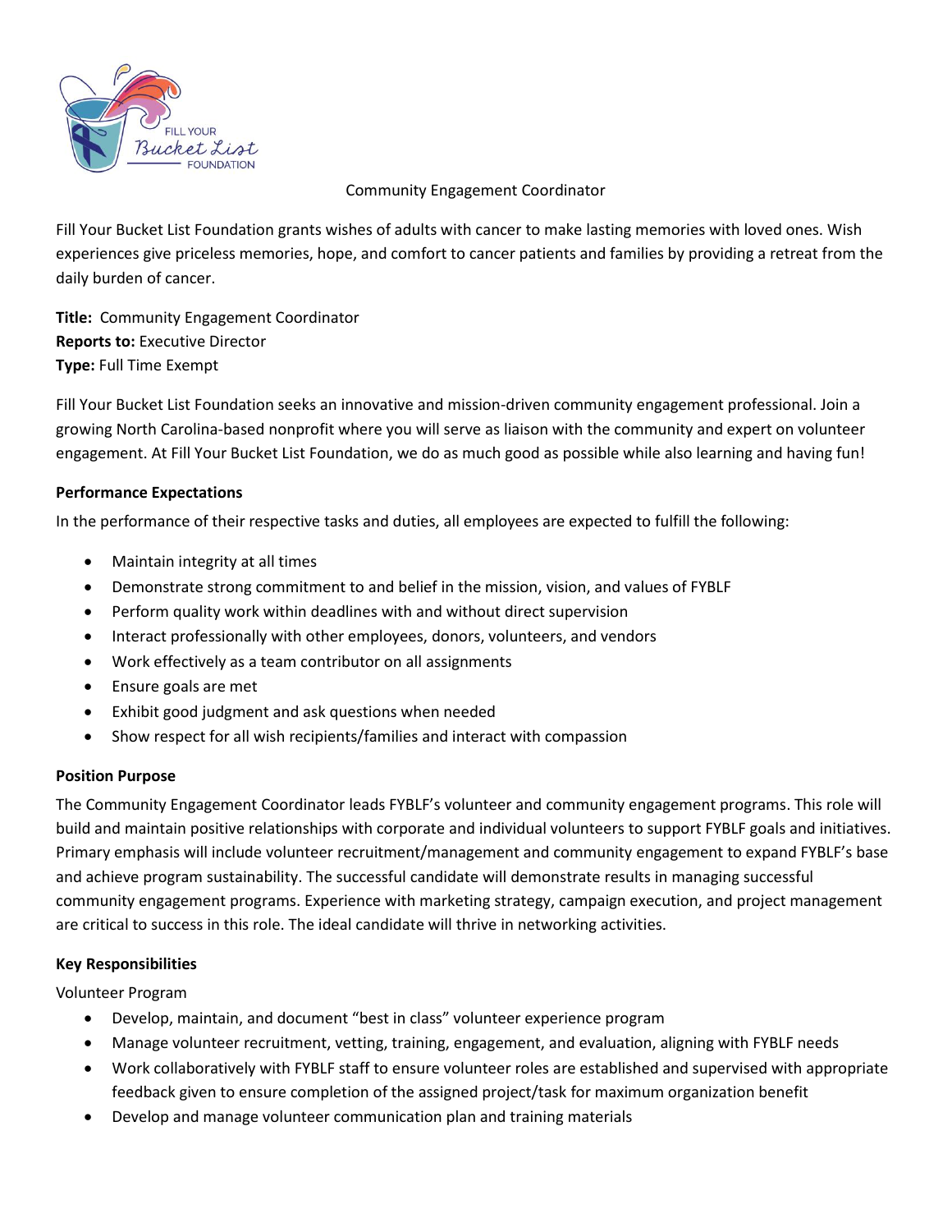# Community Engagement Coordinator

Fill Your Bucket List Foundation grants wishes of adults with cancer to make lasting memories with loved ones. Wish experiences give priceless memories, hope, and comfort to cancer patients and families by providing a retreat from the daily burden of cancer.

**Title:** Community Engagement Coordinator
**Reports to:** Executive Director
**Type:** Full Time Exempt

Fill Your Bucket List Foundation seeks an innovative and mission-driven community engagement professional. Join a growing North Carolina-based nonprofit where you will serve as liaison with the community and expert on volunteer engagement. At Fill Your Bucket List Foundation, we do as much good as possible while also learning and having fun!

## Performance Expectations

In the performance of their respective tasks and duties, all employees are expected to fulfill the following:

- Maintain integrity at all times
- Demonstrate strong commitment to and belief in the mission, vision, and values of FYBLF
- Perform quality work within deadlines with and without direct supervision
- Interact professionally with other employees, donors, volunteers, and vendors
- Work effectively as a team contributor on all assignments
- Ensure goals are met
- Exhibit good judgment and ask questions when needed
- Show respect for all wish recipients/families and interact with compassion

## Position Purpose

The Community Engagement Coordinator leads FYBLF's volunteer and community engagement programs. This role will build and maintain positive relationships with corporate and individual volunteers to support FYBLF goals and initiatives. Primary emphasis will include volunteer recruitment/management and community engagement to expand FYBLF's base and achieve program sustainability. The successful candidate will demonstrate results in managing successful community engagement programs. Experience with marketing strategy, campaign execution, and project management are critical to success in this role. The ideal candidate will thrive in networking activities.

## Key Responsibilities

Volunteer Program

- Develop, maintain, and document "best in class" volunteer experience program
- Manage volunteer recruitment, vetting, training, engagement, and evaluation, aligning with FYBLF needs
- Work collaboratively with FYBLF staff to ensure volunteer roles are established and supervised with appropriate feedback given to ensure completion of the assigned project/task for maximum organization benefit
- Develop and manage volunteer communication plan and training materials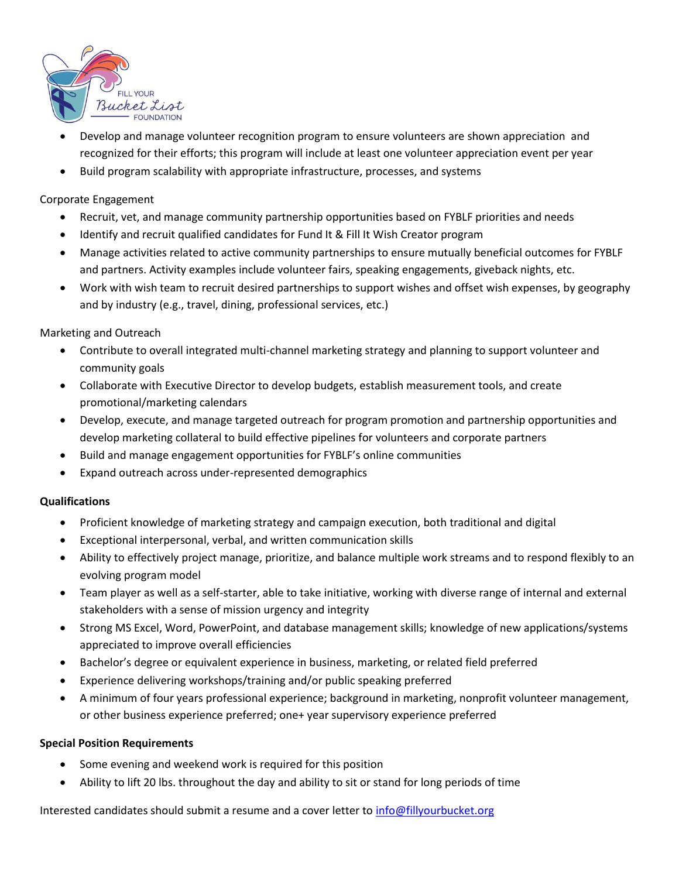- Develop and manage volunteer recognition program to ensure volunteers are shown appreciation and recognized for their efforts; this program will include at least one volunteer appreciation event per year
- Build program scalability with appropriate infrastructure, processes, and systems

Corporate Engagement

- Recruit, vet, and manage community partnership opportunities based on FYBLF priorities and needs
- Identify and recruit qualified candidates for Fund It & Fill It Wish Creator program
- Manage activities related to active community partnerships to ensure mutually beneficial outcomes for FYBLF and partners. Activity examples include volunteer fairs, speaking engagements, giveback nights, etc.
- Work with wish team to recruit desired partnerships to support wishes and offset wish expenses, by geography and by industry (e.g., travel, dining, professional services, etc.)

Marketing and Outreach

- Contribute to overall integrated multi-channel marketing strategy and planning to support volunteer and community goals
- Collaborate with Executive Director to develop budgets, establish measurement tools, and create promotional/marketing calendars
- Develop, execute, and manage targeted outreach for program promotion and partnership opportunities and develop marketing collateral to build effective pipelines for volunteers and corporate partners
- Build and manage engagement opportunities for FYBLF's online communities
- Expand outreach across under-represented demographics

**Qualifications**

- Proficient knowledge of marketing strategy and campaign execution, both traditional and digital
- Exceptional interpersonal, verbal, and written communication skills
- Ability to effectively project manage, prioritize, and balance multiple work streams and to respond flexibly to an evolving program model
- Team player as well as a self-starter, able to take initiative, working with diverse range of internal and external stakeholders with a sense of mission urgency and integrity
- Strong MS Excel, Word, PowerPoint, and database management skills; knowledge of new applications/systems appreciated to improve overall efficiencies
- Bachelor's degree or equivalent experience in business, marketing, or related field preferred
- Experience delivering workshops/training and/or public speaking preferred
- A minimum of four years professional experience; background in marketing, nonprofit volunteer management, or other business experience preferred; one+ year supervisory experience preferred

**Special Position Requirements**

- Some evening and weekend work is required for this position
- Ability to lift 20 lbs. throughout the day and ability to sit or stand for long periods of time

Interested candidates should submit a resume and a cover letter to info@fillyourbucket.org